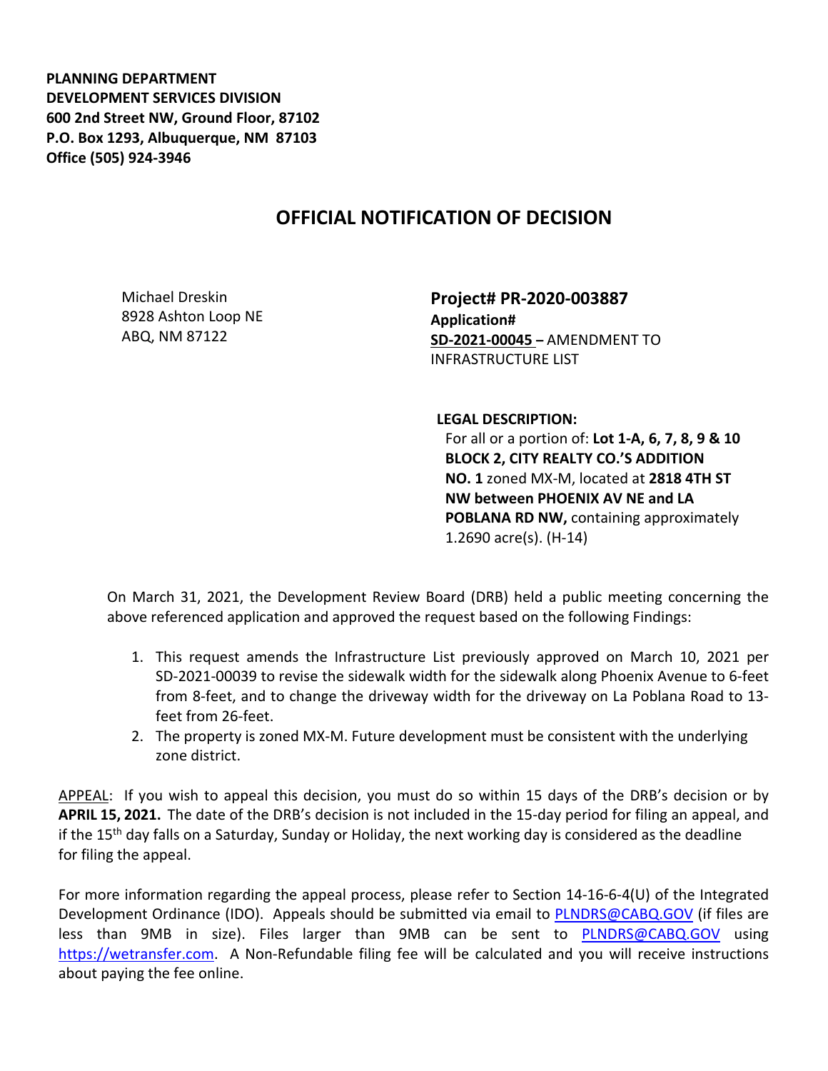**PLANNING DEPARTMENT**
**DEVELOPMENT SERVICES DIVISION**
**600 2nd Street NW, Ground Floor, 87102**
**P.O. Box 1293, Albuquerque, NM 87103**
**Office (505) 924-3946**

# OFFICIAL NOTIFICATION OF DECISION

Michael Dreskin
8928 Ashton Loop NE
ABQ, NM 87122

**Project# PR-2020-003887**
**Application#**
**SD-2021-00045 –** AMENDMENT TO INFRASTRUCTURE LIST

**LEGAL DESCRIPTION:**
For all or a portion of: **Lot 1-A, 6, 7, 8, 9 & 10 BLOCK 2, CITY REALTY CO.'S ADDITION NO. 1** zoned MX-M, located at **2818 4TH ST NW between PHOENIX AV NE and LA POBLANA RD NW,** containing approximately 1.2690 acre(s). (H-14)

On March 31, 2021, the Development Review Board (DRB) held a public meeting concerning the above referenced application and approved the request based on the following Findings:

1. This request amends the Infrastructure List previously approved on March 10, 2021 per SD-2021-00039 to revise the sidewalk width for the sidewalk along Phoenix Avenue to 6-feet from 8-feet, and to change the driveway width for the driveway on La Poblana Road to 13-feet from 26-feet.
2. The property is zoned MX-M. Future development must be consistent with the underlying zone district.

APPEAL: If you wish to appeal this decision, you must do so within 15 days of the DRB's decision or by **APRIL 15, 2021.** The date of the DRB's decision is not included in the 15-day period for filing an appeal, and if the 15th day falls on a Saturday, Sunday or Holiday, the next working day is considered as the deadline for filing the appeal.

For more information regarding the appeal process, please refer to Section 14-16-6-4(U) of the Integrated Development Ordinance (IDO). Appeals should be submitted via email to PLNDRS@CABQ.GOV (if files are less than 9MB in size). Files larger than 9MB can be sent to PLNDRS@CABQ.GOV using https://wetransfer.com. A Non-Refundable filing fee will be calculated and you will receive instructions about paying the fee online.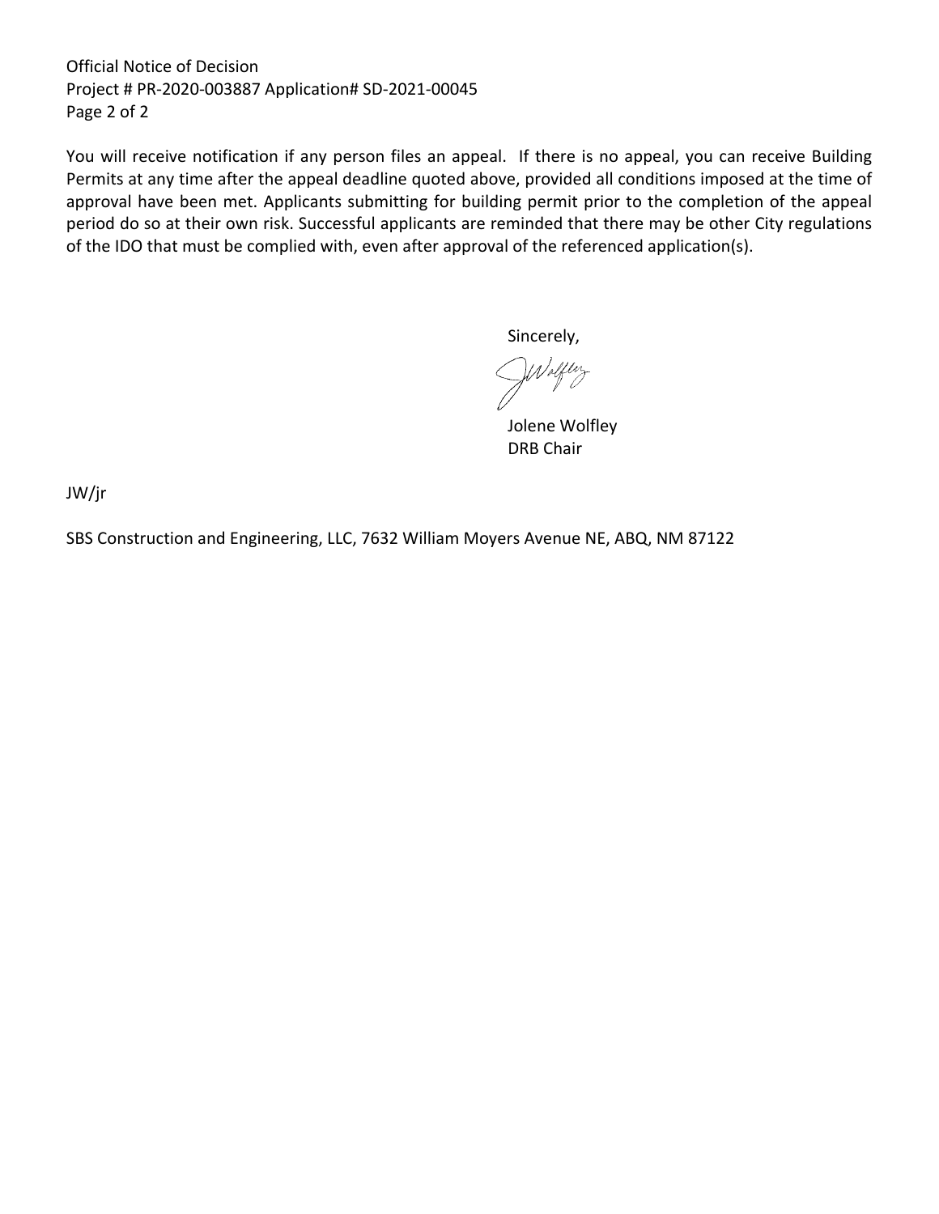You will receive notification if any person files an appeal. If there is no appeal, you can receive Building Permits at any time after the appeal deadline quoted above, provided all conditions imposed at the time of approval have been met. Applicants submitting for building permit prior to the completion of the appeal period do so at their own risk. Successful applicants are reminded that there may be other City regulations of the IDO that must be complied with, even after approval of the referenced application(s).

Sincerely,

Jolene Wolfley
DRB Chair

JW/jr

SBS Construction and Engineering, LLC, 7632 William Moyers Avenue NE, ABQ, NM 87122